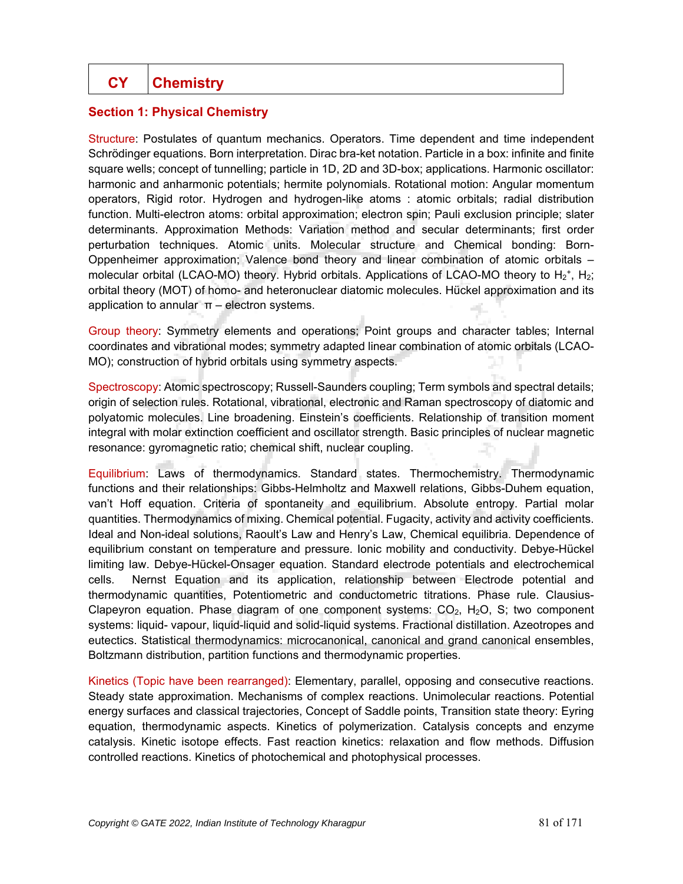| CY | Chemistry |
| --- | --- |

## Section 1: Physical Chemistry

Structure: Postulates of quantum mechanics. Operators. Time dependent and time independent Schrödinger equations. Born interpretation. Dirac bra-ket notation. Particle in a box: infinite and finite square wells; concept of tunnelling; particle in 1D, 2D and 3D-box; applications. Harmonic oscillator: harmonic and anharmonic potentials; hermite polynomials. Rotational motion: Angular momentum operators, Rigid rotor. Hydrogen and hydrogen-like atoms : atomic orbitals; radial distribution function. Multi-electron atoms: orbital approximation; electron spin; Pauli exclusion principle; slater determinants. Approximation Methods: Variation method and secular determinants; first order perturbation techniques. Atomic units. Molecular structure and Chemical bonding: Born-Oppenheimer approximation; Valence bond theory and linear combination of atomic orbitals – molecular orbital (LCAO-MO) theory. Hybrid orbitals. Applications of LCAO-MO theory to $H_2^+$, $H_2$; orbital theory (MOT) of homo- and heteronuclear diatomic molecules. Hückel approximation and its application to annular π – electron systems.

Group theory: Symmetry elements and operations; Point groups and character tables; Internal coordinates and vibrational modes; symmetry adapted linear combination of atomic orbitals (LCAO-MO); construction of hybrid orbitals using symmetry aspects.

Spectroscopy: Atomic spectroscopy; Russell-Saunders coupling; Term symbols and spectral details; origin of selection rules. Rotational, vibrational, electronic and Raman spectroscopy of diatomic and polyatomic molecules. Line broadening. Einstein's coefficients. Relationship of transition moment integral with molar extinction coefficient and oscillator strength. Basic principles of nuclear magnetic resonance: gyromagnetic ratio; chemical shift, nuclear coupling.

Equilibrium: Laws of thermodynamics. Standard states. Thermochemistry. Thermodynamic functions and their relationships: Gibbs-Helmholtz and Maxwell relations, Gibbs-Duhem equation, van't Hoff equation. Criteria of spontaneity and equilibrium. Absolute entropy. Partial molar quantities. Thermodynamics of mixing. Chemical potential. Fugacity, activity and activity coefficients. Ideal and Non-ideal solutions, Raoult's Law and Henry's Law, Chemical equilibria. Dependence of equilibrium constant on temperature and pressure. Ionic mobility and conductivity. Debye-Hückel limiting law. Debye-Hückel-Onsager equation. Standard electrode potentials and electrochemical cells. Nernst Equation and its application, relationship between Electrode potential and thermodynamic quantities, Potentiometric and conductometric titrations. Phase rule. Clausius-Clapeyron equation. Phase diagram of one component systems: $CO_2$, $H_2O$, S; two component systems: liquid- vapour, liquid-liquid and solid-liquid systems. Fractional distillation. Azeotropes and eutectics. Statistical thermodynamics: microcanonical, canonical and grand canonical ensembles, Boltzmann distribution, partition functions and thermodynamic properties.

Kinetics (Topic have been rearranged): Elementary, parallel, opposing and consecutive reactions. Steady state approximation. Mechanisms of complex reactions. Unimolecular reactions. Potential energy surfaces and classical trajectories, Concept of Saddle points, Transition state theory: Eyring equation, thermodynamic aspects. Kinetics of polymerization. Catalysis concepts and enzyme catalysis. Kinetic isotope effects. Fast reaction kinetics: relaxation and flow methods. Diffusion controlled reactions. Kinetics of photochemical and photophysical processes.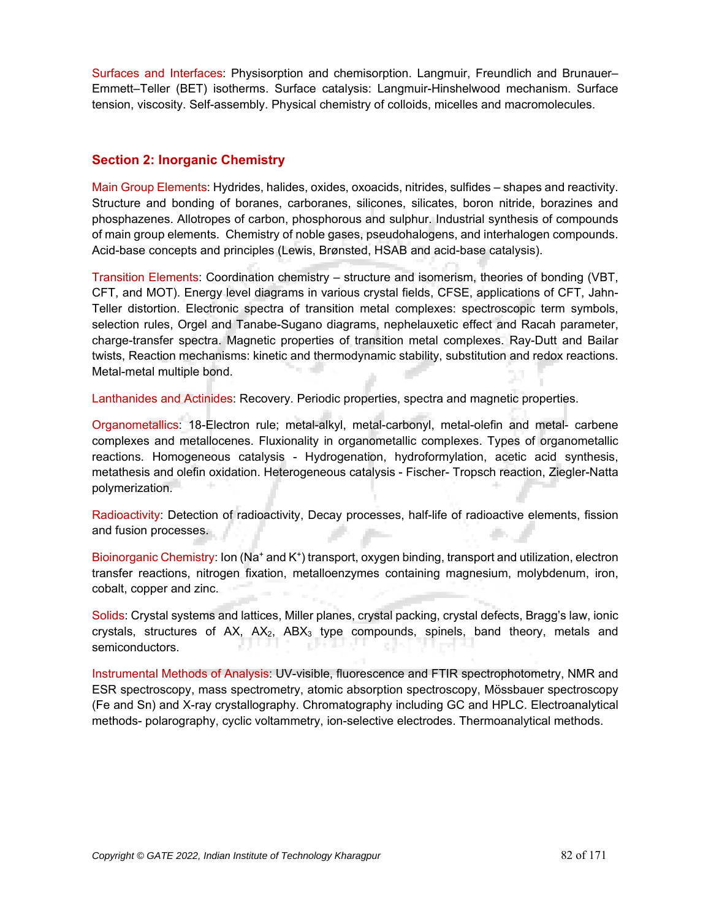Surfaces and Interfaces: Physisorption and chemisorption. Langmuir, Freundlich and Brunauer–Emmett–Teller (BET) isotherms. Surface catalysis: Langmuir-Hinshelwood mechanism. Surface tension, viscosity. Self-assembly. Physical chemistry of colloids, micelles and macromolecules.

## Section 2: Inorganic Chemistry

Main Group Elements: Hydrides, halides, oxides, oxoacids, nitrides, sulfides – shapes and reactivity. Structure and bonding of boranes, carboranes, silicones, silicates, boron nitride, borazines and phosphazenes. Allotropes of carbon, phosphorous and sulphur. Industrial synthesis of compounds of main group elements. Chemistry of noble gases, pseudohalogens, and interhalogen compounds. Acid-base concepts and principles (Lewis, Brønsted, HSAB and acid-base catalysis).

Transition Elements: Coordination chemistry – structure and isomerism, theories of bonding (VBT, CFT, and MOT). Energy level diagrams in various crystal fields, CFSE, applications of CFT, Jahn-Teller distortion. Electronic spectra of transition metal complexes: spectroscopic term symbols, selection rules, Orgel and Tanabe-Sugano diagrams, nephelauxetic effect and Racah parameter, charge-transfer spectra. Magnetic properties of transition metal complexes. Ray-Dutt and Bailar twists, Reaction mechanisms: kinetic and thermodynamic stability, substitution and redox reactions. Metal-metal multiple bond.

Lanthanides and Actinides: Recovery. Periodic properties, spectra and magnetic properties.

Organometallics: 18-Electron rule; metal-alkyl, metal-carbonyl, metal-olefin and metal- carbene complexes and metallocenes. Fluxionality in organometallic complexes. Types of organometallic reactions. Homogeneous catalysis - Hydrogenation, hydroformylation, acetic acid synthesis, metathesis and olefin oxidation. Heterogeneous catalysis - Fischer- Tropsch reaction, Ziegler-Natta polymerization.

Radioactivity: Detection of radioactivity, Decay processes, half-life of radioactive elements, fission and fusion processes.

Bioinorganic Chemistry: Ion ($Na^+$ and $K^+$) transport, oxygen binding, transport and utilization, electron transfer reactions, nitrogen fixation, metalloenzymes containing magnesium, molybdenum, iron, cobalt, copper and zinc.

Solids: Crystal systems and lattices, Miller planes, crystal packing, crystal defects, Bragg's law, ionic crystals, structures of AX, $AX_2$, $ABX_3$ type compounds, spinels, band theory, metals and semiconductors.

Instrumental Methods of Analysis: UV-visible, fluorescence and FTIR spectrophotometry, NMR and ESR spectroscopy, mass spectrometry, atomic absorption spectroscopy, Mössbauer spectroscopy (Fe and Sn) and X-ray crystallography. Chromatography including GC and HPLC. Electroanalytical methods- polarography, cyclic voltammetry, ion-selective electrodes. Thermoanalytical methods.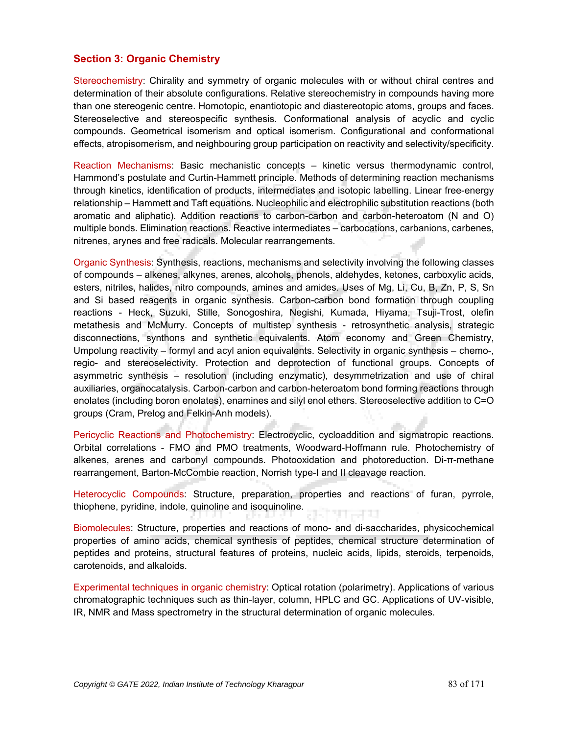## Section 3: Organic Chemistry

Stereochemistry: Chirality and symmetry of organic molecules with or without chiral centres and determination of their absolute configurations. Relative stereochemistry in compounds having more than one stereogenic centre. Homotopic, enantiotopic and diastereotopic atoms, groups and faces. Stereoselective and stereospecific synthesis. Conformational analysis of acyclic and cyclic compounds. Geometrical isomerism and optical isomerism. Configurational and conformational effects, atropisomerism, and neighbouring group participation on reactivity and selectivity/specificity.

Reaction Mechanisms: Basic mechanistic concepts – kinetic versus thermodynamic control, Hammond's postulate and Curtin-Hammett principle. Methods of determining reaction mechanisms through kinetics, identification of products, intermediates and isotopic labelling. Linear free-energy relationship – Hammett and Taft equations. Nucleophilic and electrophilic substitution reactions (both aromatic and aliphatic). Addition reactions to carbon-carbon and carbon-heteroatom (N and O) multiple bonds. Elimination reactions. Reactive intermediates – carbocations, carbanions, carbenes, nitrenes, arynes and free radicals. Molecular rearrangements.

Organic Synthesis: Synthesis, reactions, mechanisms and selectivity involving the following classes of compounds – alkenes, alkynes, arenes, alcohols, phenols, aldehydes, ketones, carboxylic acids, esters, nitriles, halides, nitro compounds, amines and amides. Uses of Mg, Li, Cu, B, Zn, P, S, Sn and Si based reagents in organic synthesis. Carbon-carbon bond formation through coupling reactions - Heck, Suzuki, Stille, Sonogoshira, Negishi, Kumada, Hiyama, Tsuji-Trost, olefin metathesis and McMurry. Concepts of multistep synthesis - retrosynthetic analysis, strategic disconnections, synthons and synthetic equivalents. Atom economy and Green Chemistry, Umpolung reactivity – formyl and acyl anion equivalents. Selectivity in organic synthesis – chemo-, regio- and stereoselectivity. Protection and deprotection of functional groups. Concepts of asymmetric synthesis – resolution (including enzymatic), desymmetrization and use of chiral auxiliaries, organocatalysis. Carbon-carbon and carbon-heteroatom bond forming reactions through enolates (including boron enolates), enamines and silyl enol ethers. Stereoselective addition to C=O groups (Cram, Prelog and Felkin-Anh models).

Pericyclic Reactions and Photochemistry: Electrocyclic, cycloaddition and sigmatropic reactions. Orbital correlations - FMO and PMO treatments, Woodward-Hoffmann rule. Photochemistry of alkenes, arenes and carbonyl compounds. Photooxidation and photoreduction. Di-π-methane rearrangement, Barton-McCombie reaction, Norrish type-I and II cleavage reaction.

Heterocyclic Compounds: Structure, preparation, properties and reactions of furan, pyrrole, thiophene, pyridine, indole, quinoline and isoquinoline.

Biomolecules: Structure, properties and reactions of mono- and di-saccharides, physicochemical properties of amino acids, chemical synthesis of peptides, chemical structure determination of peptides and proteins, structural features of proteins, nucleic acids, lipids, steroids, terpenoids, carotenoids, and alkaloids.

Experimental techniques in organic chemistry: Optical rotation (polarimetry). Applications of various chromatographic techniques such as thin-layer, column, HPLC and GC. Applications of UV-visible, IR, NMR and Mass spectrometry in the structural determination of organic molecules.

*Copyright © GATE 2022, Indian Institute of Technology Kharagpur*